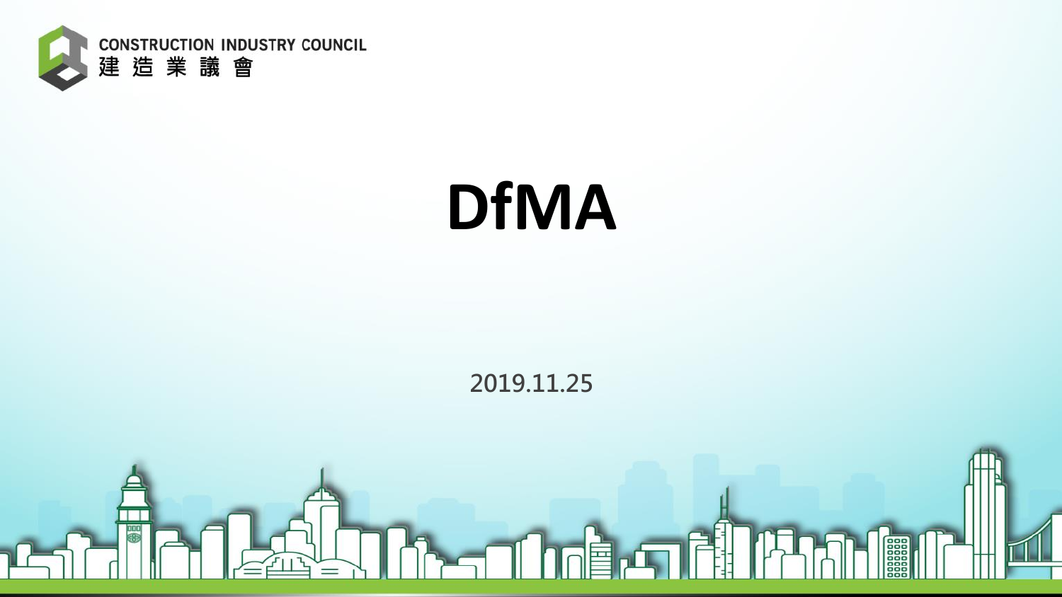CONSTRUCTION INDUSTRY COUNCIL
建 造 業 議 會

# DfMA

2019.11.25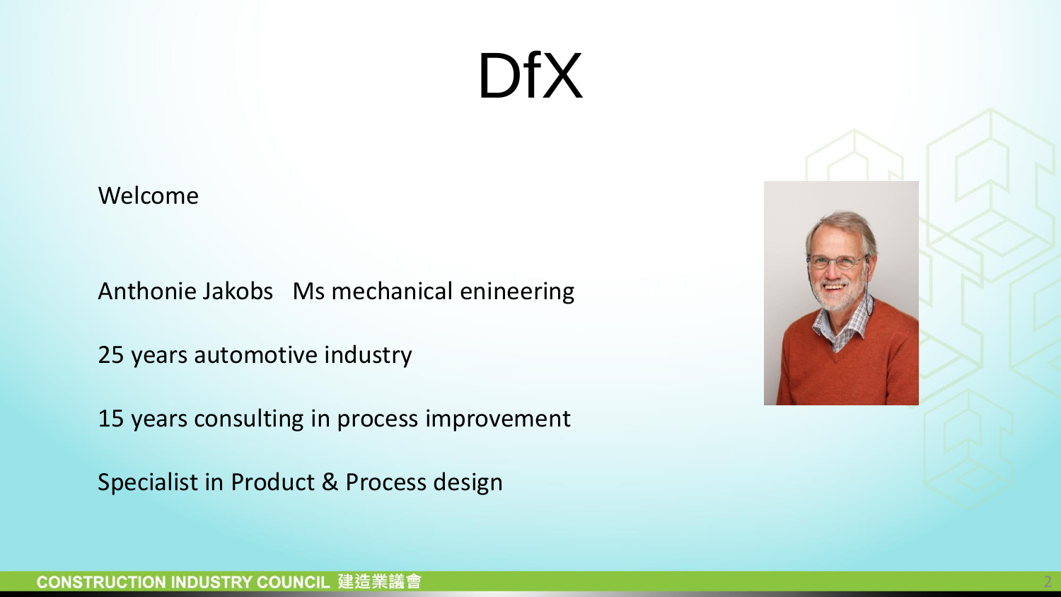# DfX

Welcome

Anthonie Jakobs   Ms mechanical enineering

25 years automotive industry

15 years consulting in process improvement

Specialist in Product & Process design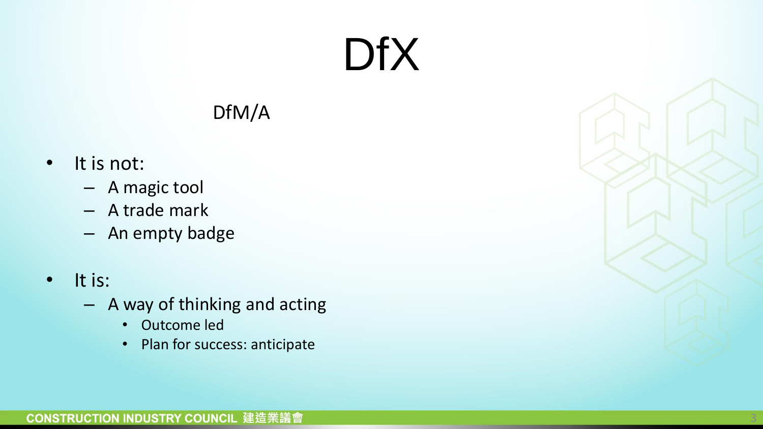# DfX

## DfM/A

- It is not:
  - A magic tool
  - A trade mark
  - An empty badge
- It is:
  - A way of thinking and acting
    - Outcome led
    - Plan for success: anticipate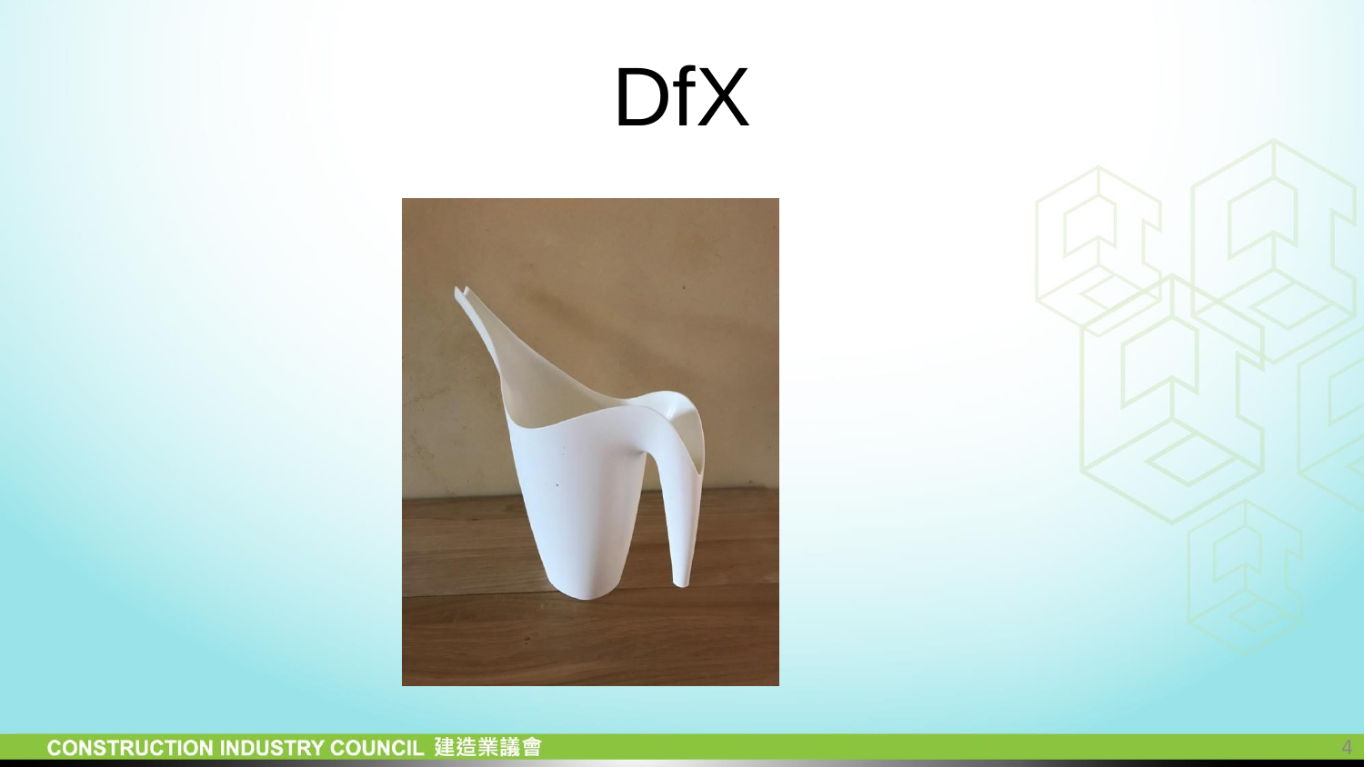# DfX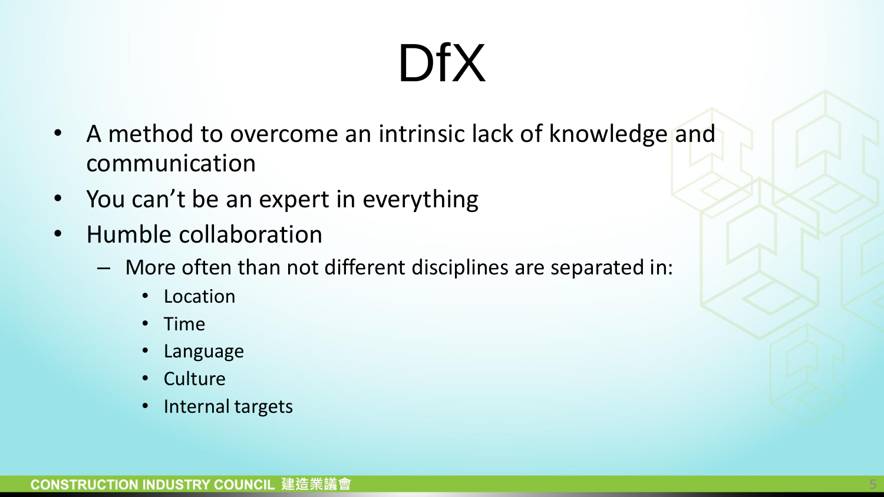# DfX

- A method to overcome an intrinsic lack of knowledge and communication
- You can't be an expert in everything
- Humble collaboration
  - More often than not different disciplines are separated in:
    - Location
    - Time
    - Language
    - Culture
    - Internal targets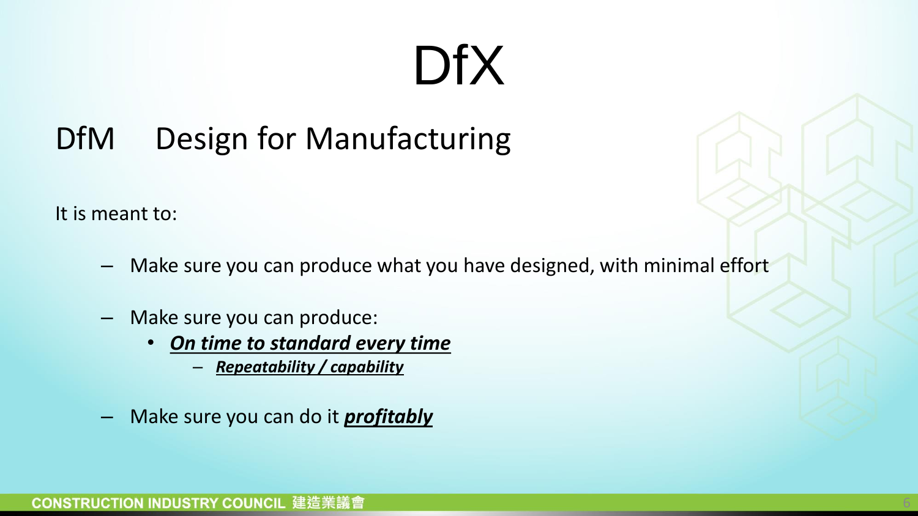# DfX

## DfM Design for Manufacturing

It is meant to:

- Make sure you can produce what you have designed, with minimal effort

- Make sure you can produce:
  - ***<u>On time to standard every time</u>***
    - ***<u>Repeatability / capability</u>***

- Make sure you can do it ***<u>profitably</u>***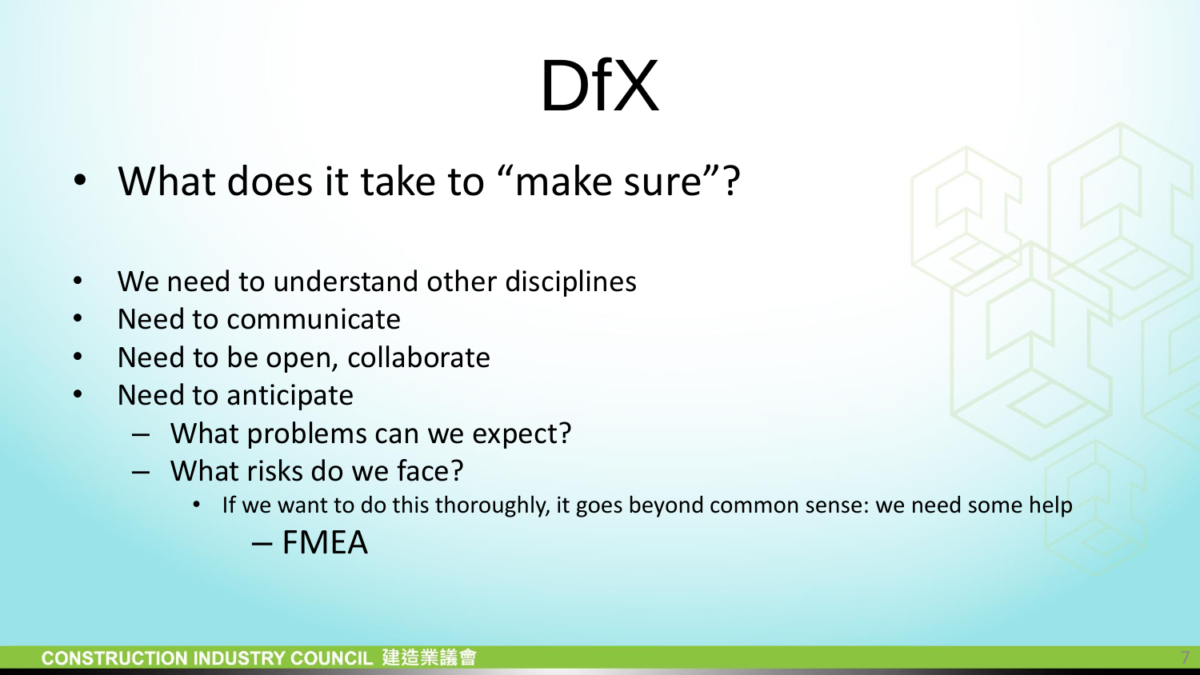# DfX

- What does it take to “make sure”?

- We need to understand other disciplines
- Need to communicate
- Need to be open, collaborate
- Need to anticipate
  - What problems can we expect?
  - What risks do we face?
    - If we want to do this thoroughly, it goes beyond common sense: we need some help
      - FMEA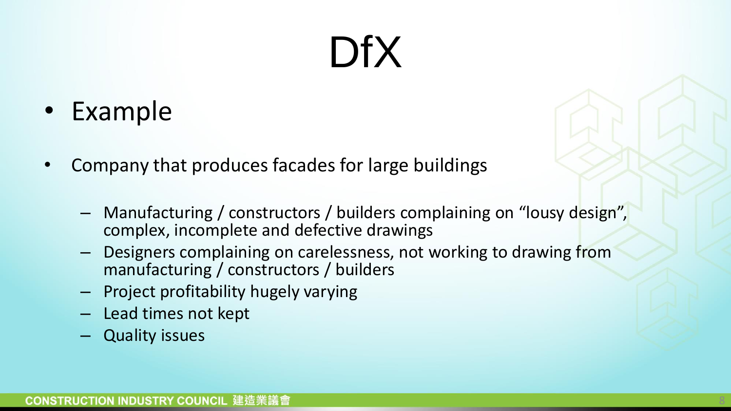# DfX

- Example

- Company that produces facades for large buildings
  - Manufacturing / constructors / builders complaining on “lousy design”, complex, incomplete and defective drawings
  - Designers complaining on carelessness, not working to drawing from manufacturing / constructors / builders
  - Project profitability hugely varying
  - Lead times not kept
  - Quality issues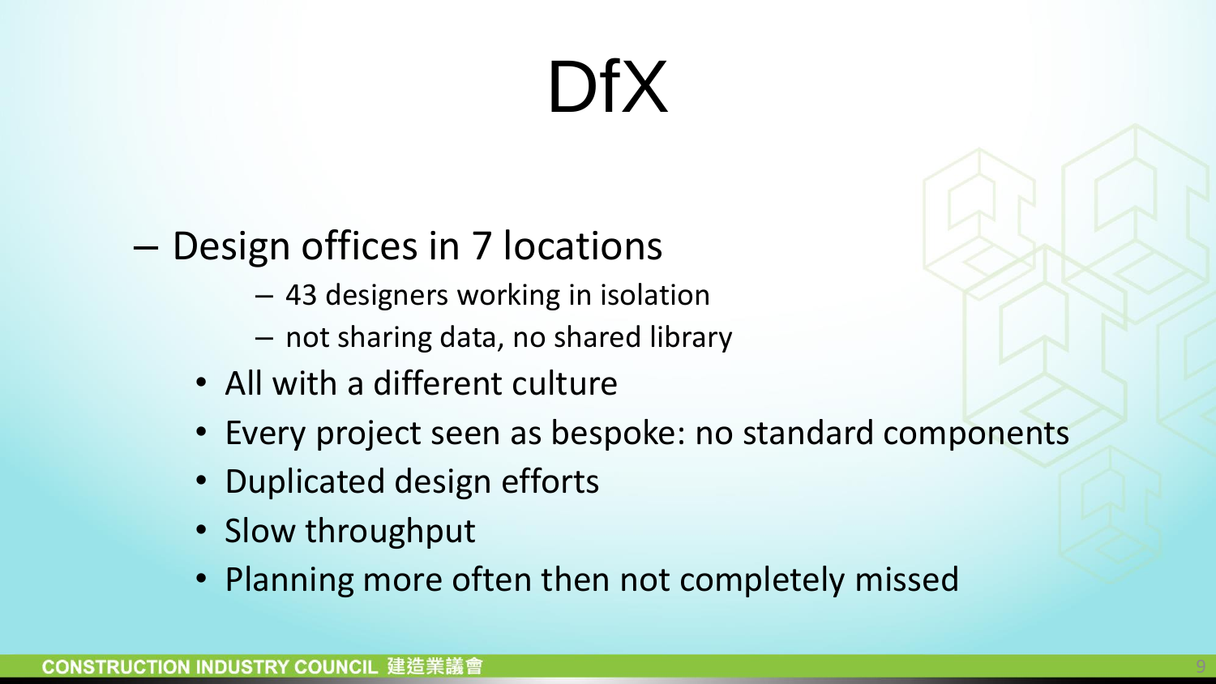# DfX

- Design offices in 7 locations
    - 43 designers working in isolation
    - not sharing data, no shared library
  - All with a different culture
  - Every project seen as bespoke: no standard components
  - Duplicated design efforts
  - Slow throughput
  - Planning more often then not completely missed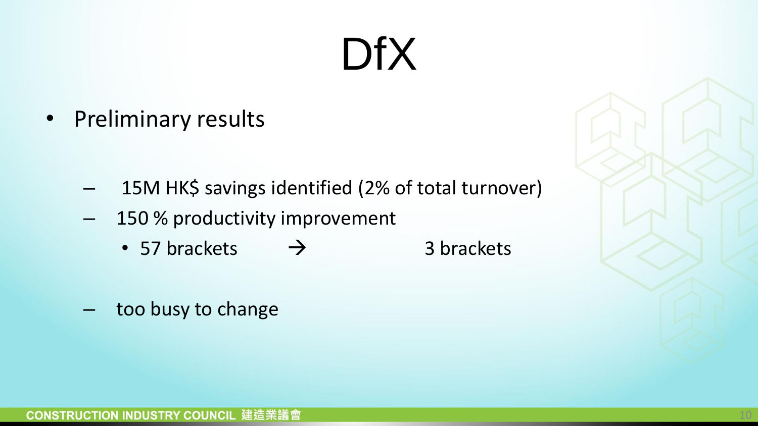# DfX

- Preliminary results
  - 15M HK$ savings identified (2% of total turnover)
  - 150 % productivity improvement
    - 57 brackets → 3 brackets
  - too busy to change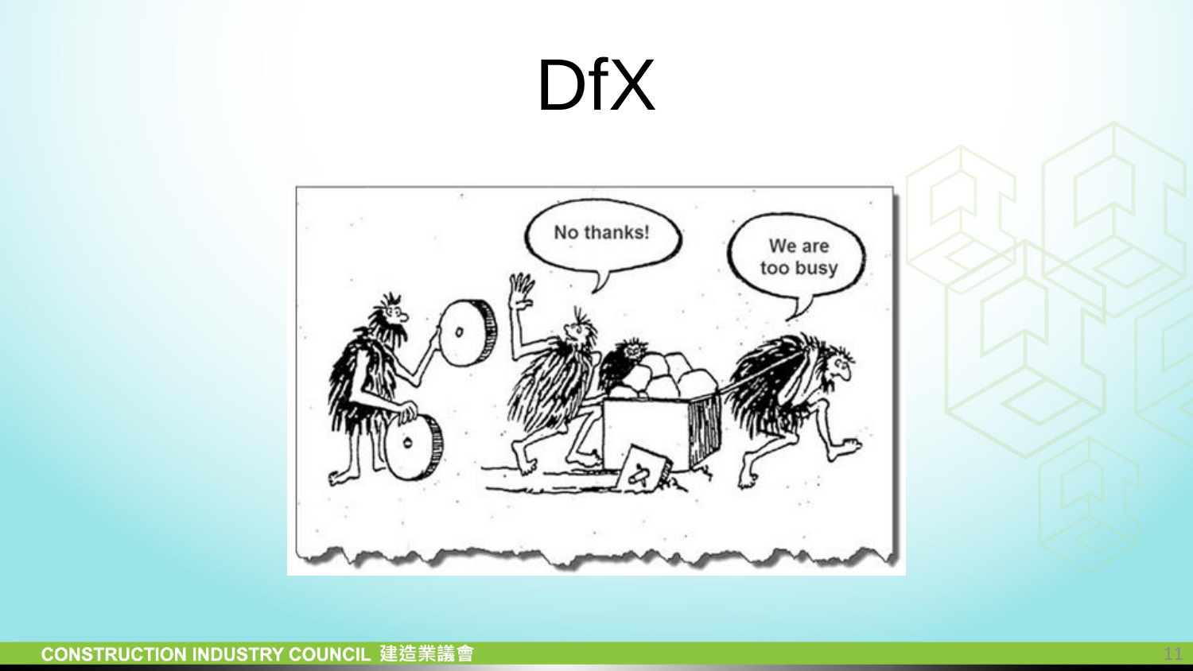# DfX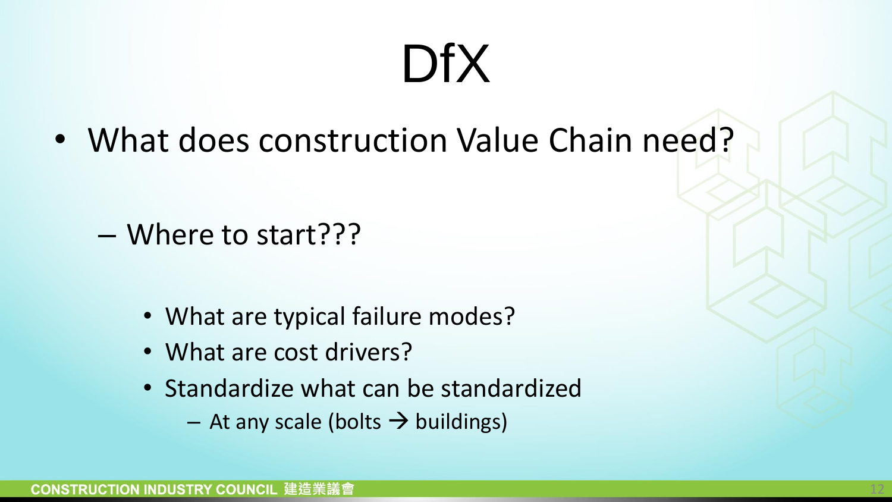# DfX

- What does construction Value Chain need?
  - Where to start???
    - What are typical failure modes?
    - What are cost drivers?
    - Standardize what can be standardized
      - At any scale (bolts → buildings)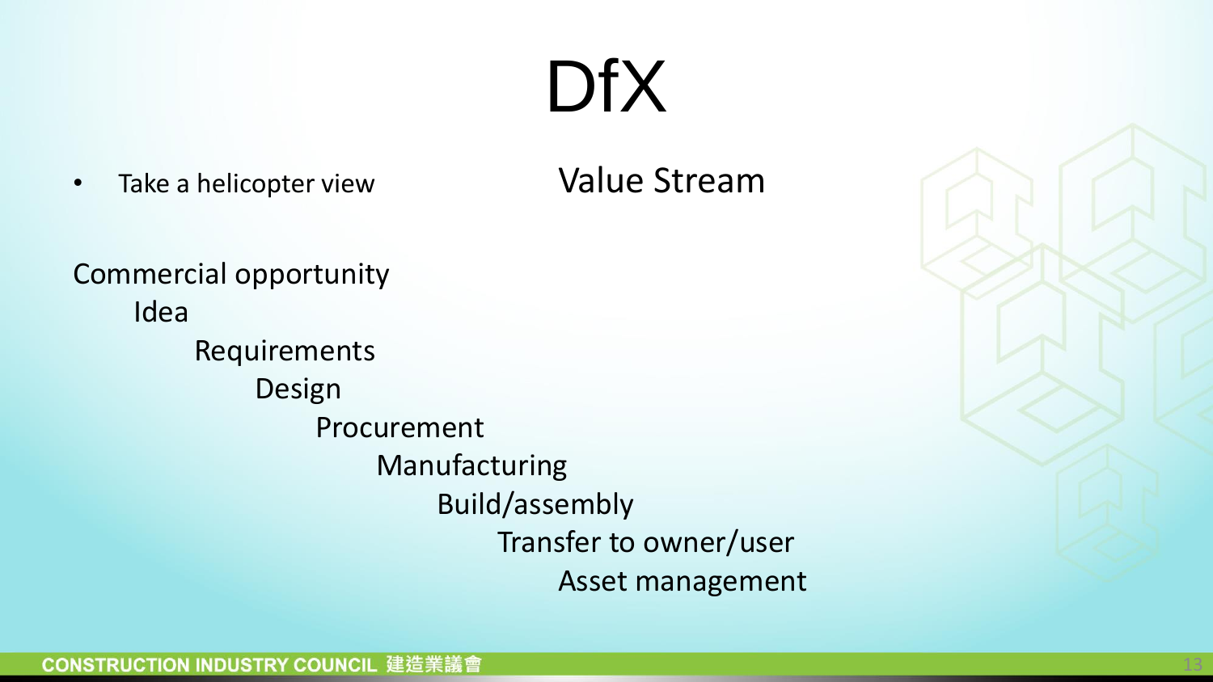# DfX

- Take a helicopter view

## Value Stream

Commercial opportunity
Idea
Requirements
Design
Procurement
Manufacturing
Build/assembly
Transfer to owner/user
Asset management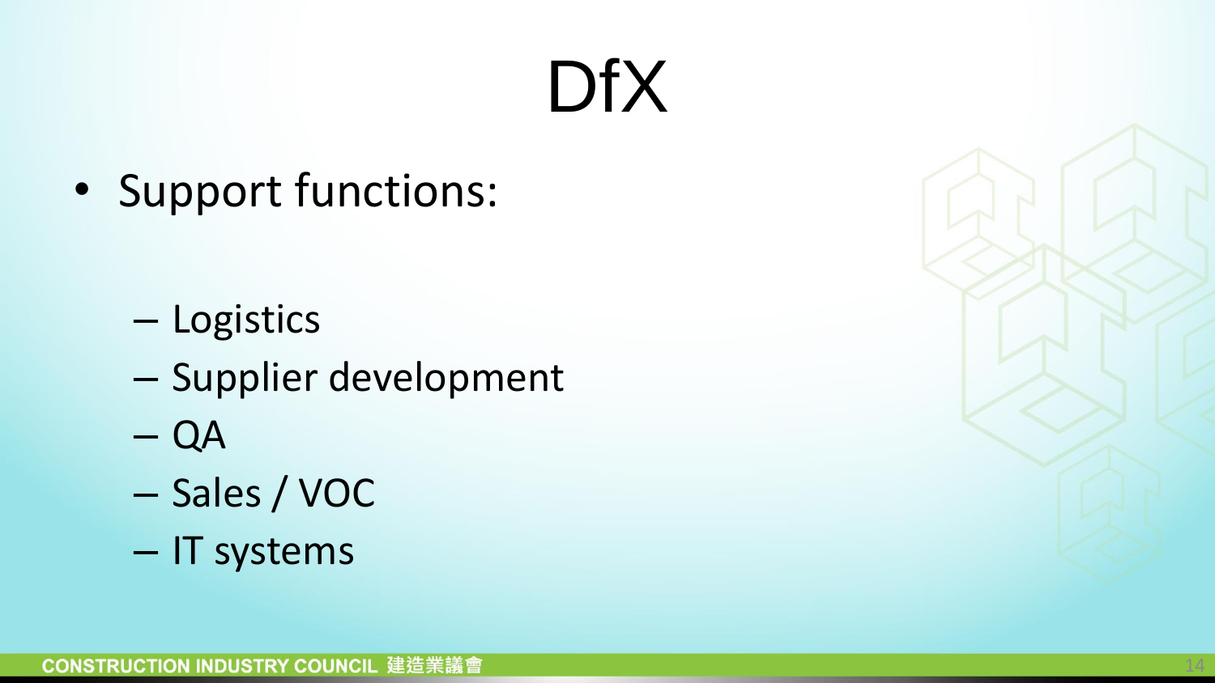# DfX

- Support functions:
  - Logistics
  - Supplier development
  - QA
  - Sales / VOC
  - IT systems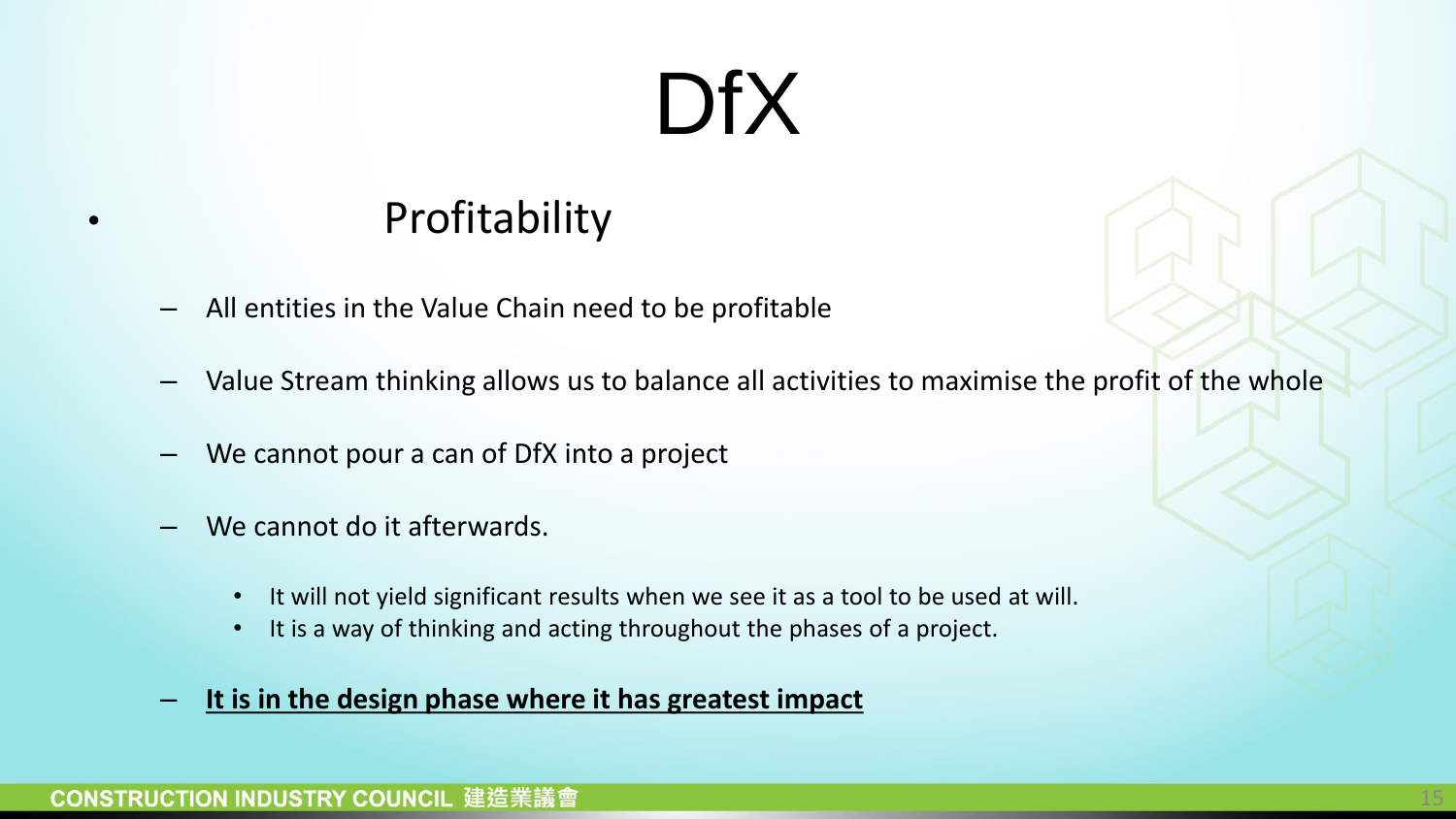# DfX

- Profitability
  - All entities in the Value Chain need to be profitable
  - Value Stream thinking allows us to balance all activities to maximise the profit of the whole
  - We cannot pour a can of DfX into a project
  - We cannot do it afterwards.
    - It will not yield significant results when we see it as a tool to be used at will.
    - It is a way of thinking and acting throughout the phases of a project.
  - **<u>It is in the design phase where it has greatest impact</u>**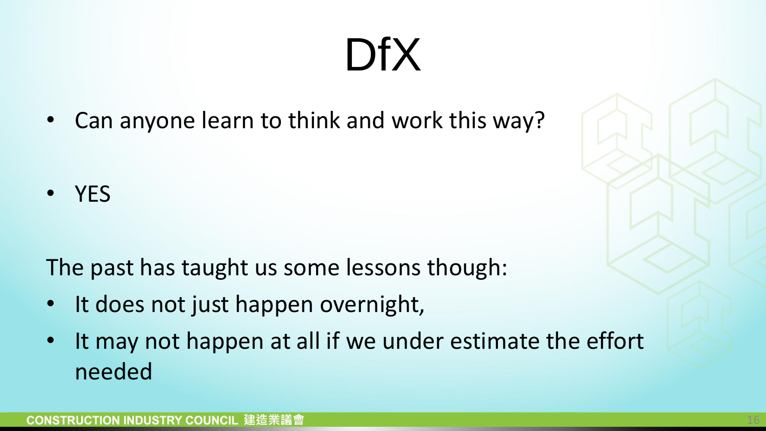# DfX

- Can anyone learn to think and work this way?

- YES

The past has taught us some lessons though:

- It does not just happen overnight,
- It may not happen at all if we under estimate the effort needed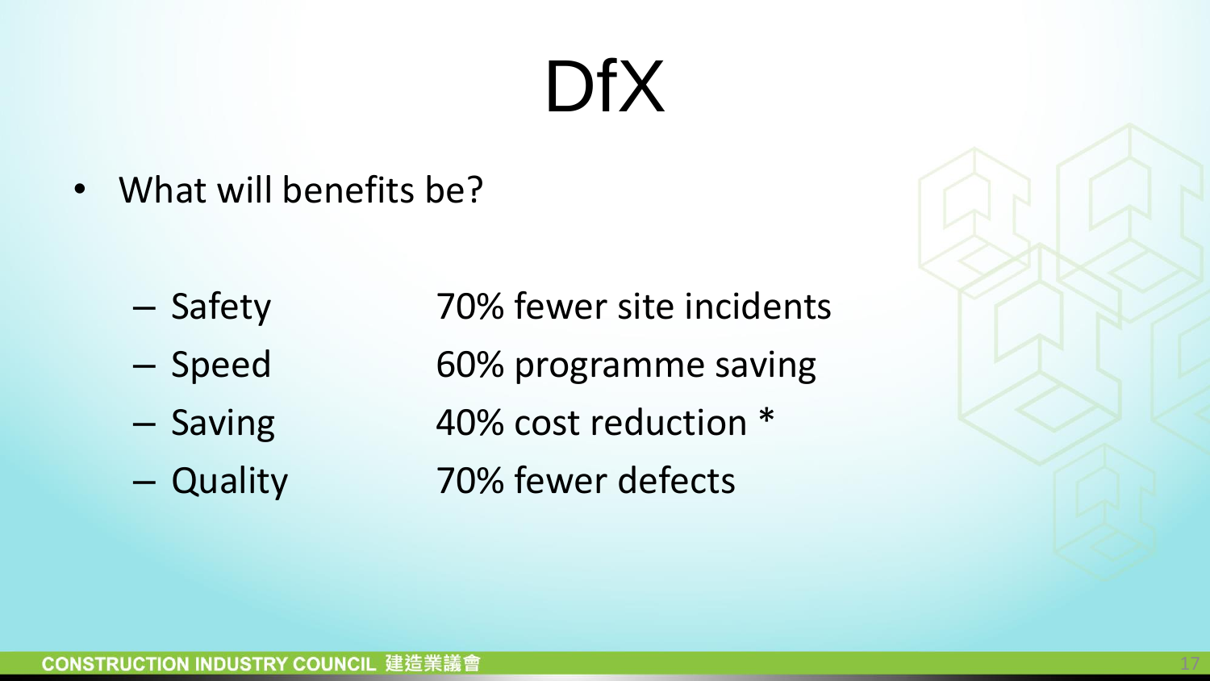# DfX

- What will benefits be?

  - Safety — 70% fewer site incidents
  - Speed — 60% programme saving
  - Saving — 40% cost reduction *
  - Quality — 70% fewer defects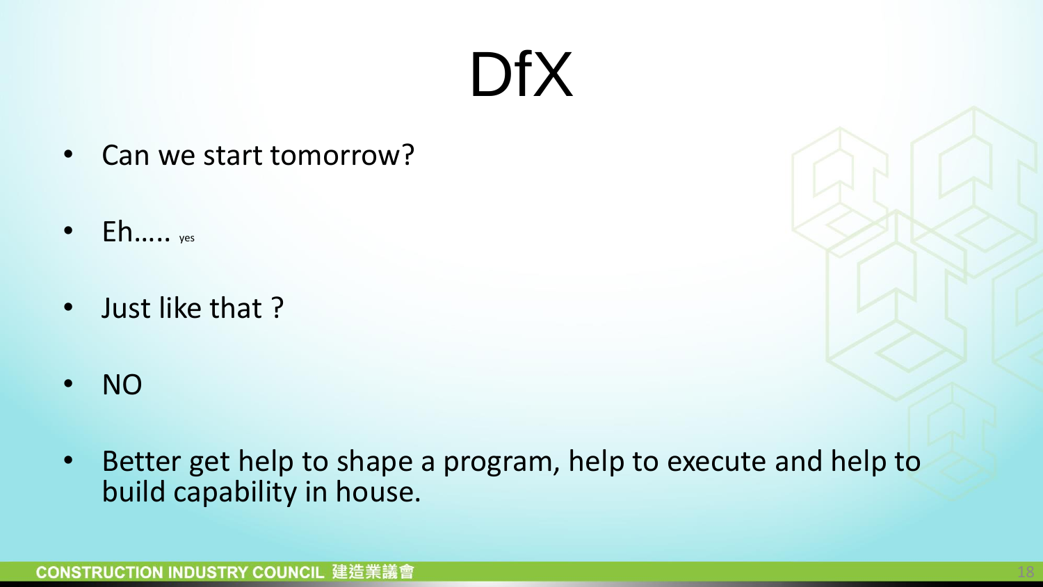# DfX

- Can we start tomorrow?
- Eh….. yes
- Just like that ?
- NO
- Better get help to shape a program, help to execute and help to build capability in house.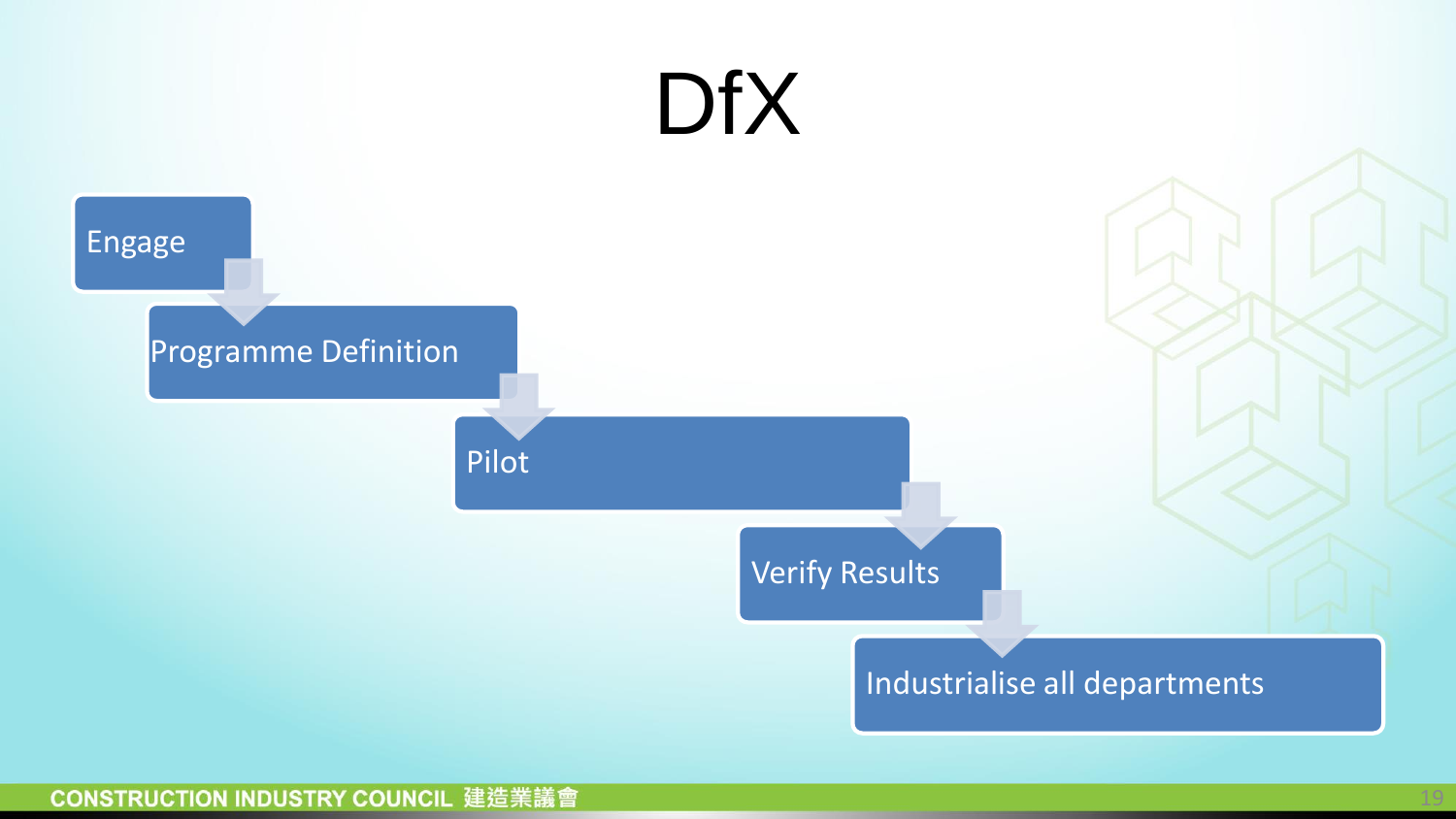# DfX

- Engage
- Programme Definition
- Pilot
- Verify Results
- Industrialise all departments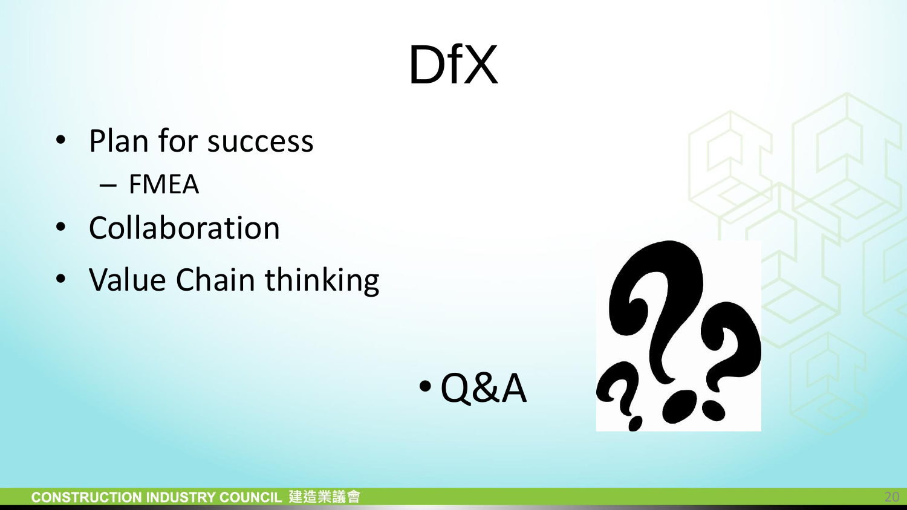# DfX

- Plan for success
  - FMEA
- Collaboration
- Value Chain thinking

- Q&A